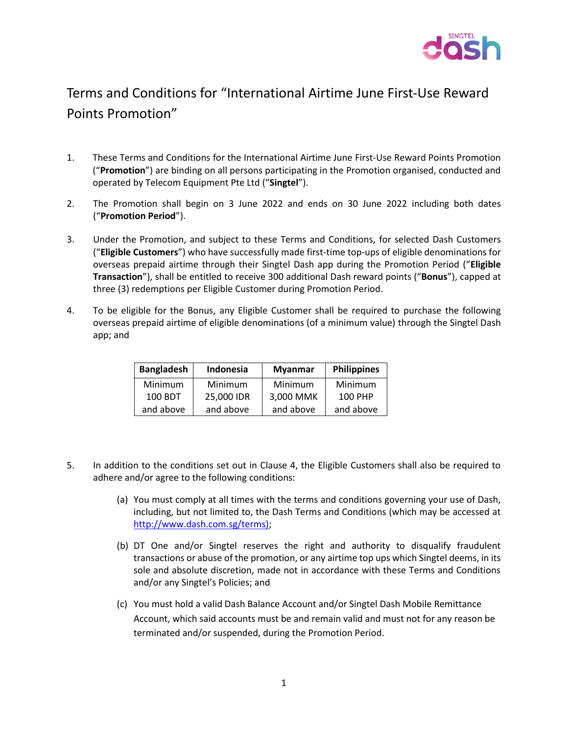# Terms and Conditions for "International Airtime June First-Use Reward Points Promotion"

1. These Terms and Conditions for the International Airtime June First-Use Reward Points Promotion ("**Promotion**") are binding on all persons participating in the Promotion organised, conducted and operated by Telecom Equipment Pte Ltd ("**Singtel**").

2. The Promotion shall begin on 3 June 2022 and ends on 30 June 2022 including both dates ("**Promotion Period**").

3. Under the Promotion, and subject to these Terms and Conditions, for selected Dash Customers ("**Eligible Customers**") who have successfully made first-time top-ups of eligible denominations for overseas prepaid airtime through their Singtel Dash app during the Promotion Period ("**Eligible Transaction**"), shall be entitled to receive 300 additional Dash reward points ("**Bonus**"), capped at three (3) redemptions per Eligible Customer during Promotion Period.

4. To be eligible for the Bonus, any Eligible Customer shall be required to purchase the following overseas prepaid airtime of eligible denominations (of a minimum value) through the Singtel Dash app; and

| **Bangladesh** | **Indonesia** | **Myanmar** | **Philippines** |
|---|---|---|---|
| Minimum 100 BDT and above | Minimum 25,000 IDR and above | Minimum 3,000 MMK and above | Minimum 100 PHP and above |

5. In addition to the conditions set out in Clause 4, the Eligible Customers shall also be required to adhere and/or agree to the following conditions:

   (a) You must comply at all times with the terms and conditions governing your use of Dash, including, but not limited to, the Dash Terms and Conditions (which may be accessed at http://www.dash.com.sg/terms);

   (b) DT One and/or Singtel reserves the right and authority to disqualify fraudulent transactions or abuse of the promotion, or any airtime top ups which Singtel deems, in its sole and absolute discretion, made not in accordance with these Terms and Conditions and/or any Singtel's Policies; and

   (c) You must hold a valid Dash Balance Account and/or Singtel Dash Mobile Remittance Account, which said accounts must be and remain valid and must not for any reason be terminated and/or suspended, during the Promotion Period.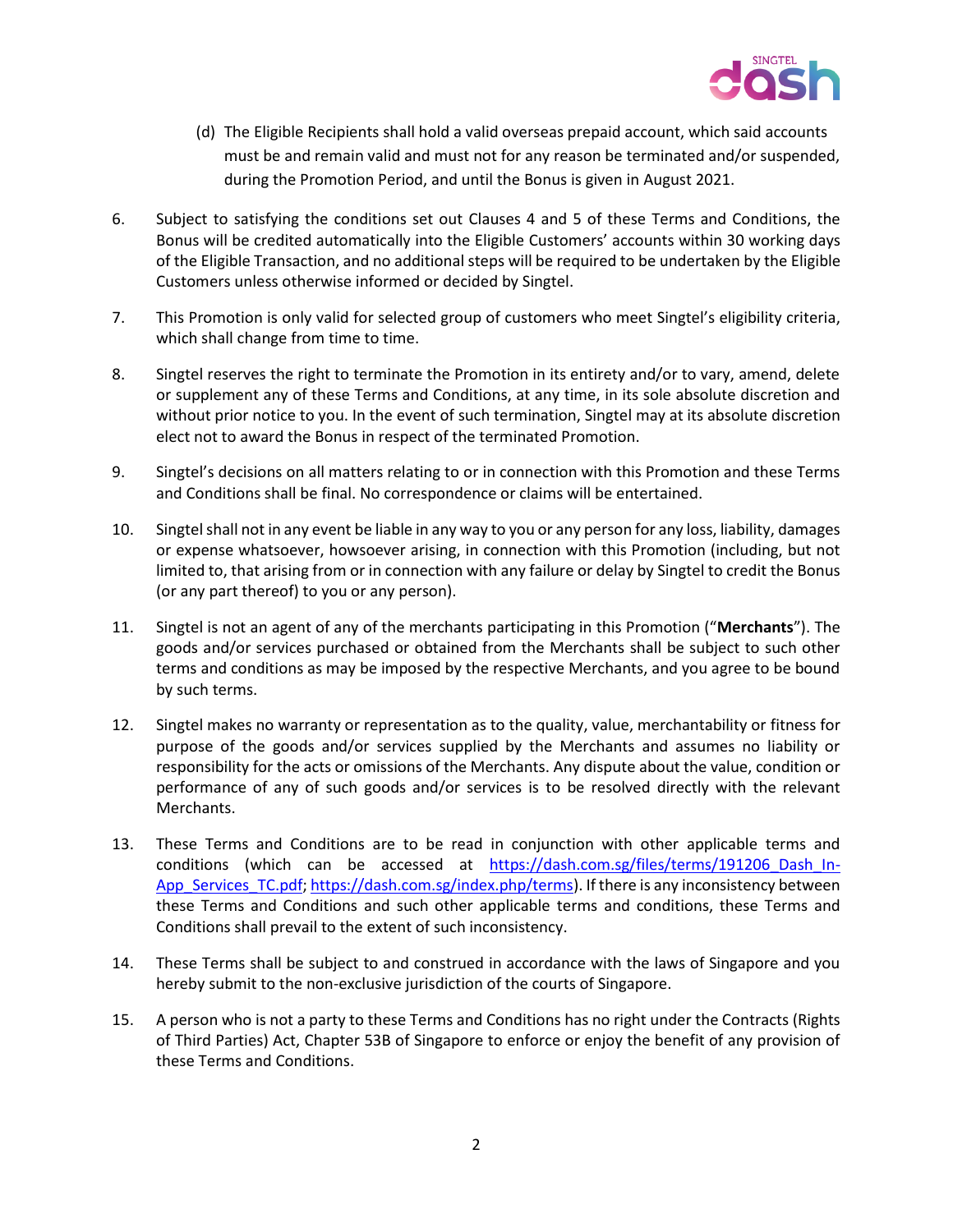(d) The Eligible Recipients shall hold a valid overseas prepaid account, which said accounts must be and remain valid and must not for any reason be terminated and/or suspended, during the Promotion Period, and until the Bonus is given in August 2021.

6. Subject to satisfying the conditions set out Clauses 4 and 5 of these Terms and Conditions, the Bonus will be credited automatically into the Eligible Customers' accounts within 30 working days of the Eligible Transaction, and no additional steps will be required to be undertaken by the Eligible Customers unless otherwise informed or decided by Singtel.

7. This Promotion is only valid for selected group of customers who meet Singtel's eligibility criteria, which shall change from time to time.

8. Singtel reserves the right to terminate the Promotion in its entirety and/or to vary, amend, delete or supplement any of these Terms and Conditions, at any time, in its sole absolute discretion and without prior notice to you. In the event of such termination, Singtel may at its absolute discretion elect not to award the Bonus in respect of the terminated Promotion.

9. Singtel's decisions on all matters relating to or in connection with this Promotion and these Terms and Conditions shall be final. No correspondence or claims will be entertained.

10. Singtel shall not in any event be liable in any way to you or any person for any loss, liability, damages or expense whatsoever, howsoever arising, in connection with this Promotion (including, but not limited to, that arising from or in connection with any failure or delay by Singtel to credit the Bonus (or any part thereof) to you or any person).

11. Singtel is not an agent of any of the merchants participating in this Promotion ("**Merchants**"). The goods and/or services purchased or obtained from the Merchants shall be subject to such other terms and conditions as may be imposed by the respective Merchants, and you agree to be bound by such terms.

12. Singtel makes no warranty or representation as to the quality, value, merchantability or fitness for purpose of the goods and/or services supplied by the Merchants and assumes no liability or responsibility for the acts or omissions of the Merchants. Any dispute about the value, condition or performance of any of such goods and/or services is to be resolved directly with the relevant Merchants.

13. These Terms and Conditions are to be read in conjunction with other applicable terms and conditions (which can be accessed at https://dash.com.sg/files/terms/191206_Dash_In-App_Services_TC.pdf; https://dash.com.sg/index.php/terms). If there is any inconsistency between these Terms and Conditions and such other applicable terms and conditions, these Terms and Conditions shall prevail to the extent of such inconsistency.

14. These Terms shall be subject to and construed in accordance with the laws of Singapore and you hereby submit to the non-exclusive jurisdiction of the courts of Singapore.

15. A person who is not a party to these Terms and Conditions has no right under the Contracts (Rights of Third Parties) Act, Chapter 53B of Singapore to enforce or enjoy the benefit of any provision of these Terms and Conditions.